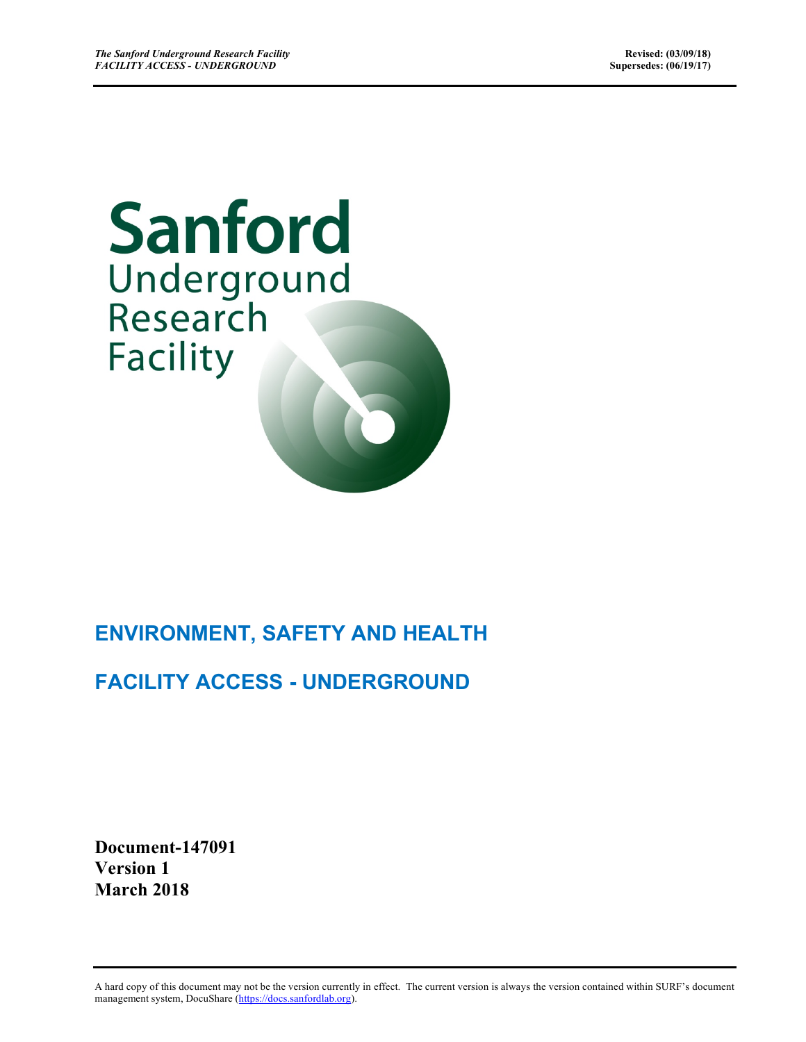Sanford Underground Research Facility

# ENVIRONMENT, SAFETY AND HEALTH

# FACILITY ACCESS - UNDERGROUND

**Document-147091**
**Version 1**
**March 2018**

A hard copy of this document may not be the version currently in effect. The current version is always the version contained within SURF's document management system, DocuShare (https://docs.sanfordlab.org).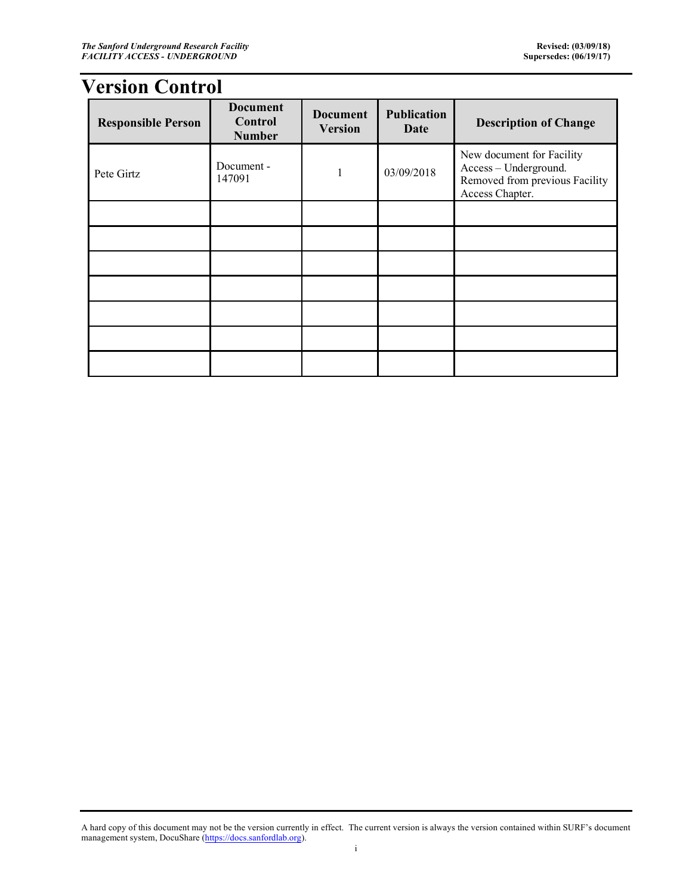# Version Control

| Responsible Person | Document Control Number | Document Version | Publication Date | Description of Change |
|---|---|---|---|---|
| Pete Girtz | Document - 147091 | 1 | 03/09/2018 | New document for Facility Access – Underground. Removed from previous Facility Access Chapter. |
| | | | | |
| | | | | |
| | | | | |
| | | | | |
| | | | | |
| | | | | |
| | | | | |

A hard copy of this document may not be the version currently in effect. The current version is always the version contained within SURF's document management system, DocuShare (https://docs.sanfordlab.org).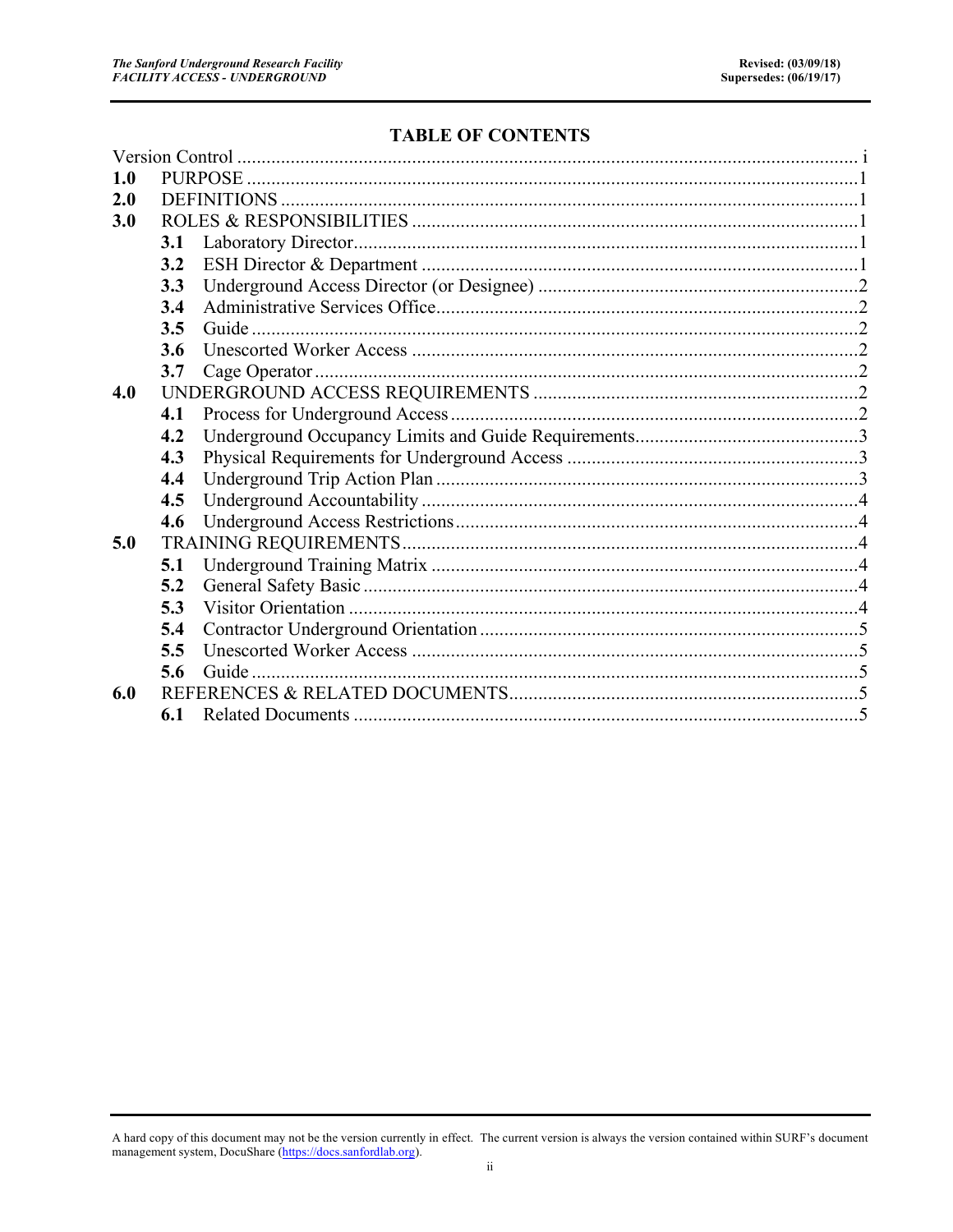## TABLE OF CONTENTS

| | | |
|---|---|---|
| Version Control | | i |
| **1.0** | PURPOSE | 1 |
| **2.0** | DEFINITIONS | 1 |
| **3.0** | ROLES & RESPONSIBILITIES | 1 |
| **3.1** | Laboratory Director | 1 |
| **3.2** | ESH Director & Department | 1 |
| **3.3** | Underground Access Director (or Designee) | 2 |
| **3.4** | Administrative Services Office | 2 |
| **3.5** | Guide | 2 |
| **3.6** | Unescorted Worker Access | 2 |
| **3.7** | Cage Operator | 2 |
| **4.0** | UNDERGROUND ACCESS REQUIREMENTS | 2 |
| **4.1** | Process for Underground Access | 2 |
| **4.2** | Underground Occupancy Limits and Guide Requirements | 3 |
| **4.3** | Physical Requirements for Underground Access | 3 |
| **4.4** | Underground Trip Action Plan | 3 |
| **4.5** | Underground Accountability | 4 |
| **4.6** | Underground Access Restrictions | 4 |
| **5.0** | TRAINING REQUIREMENTS | 4 |
| **5.1** | Underground Training Matrix | 4 |
| **5.2** | General Safety Basic | 4 |
| **5.3** | Visitor Orientation | 4 |
| **5.4** | Contractor Underground Orientation | 5 |
| **5.5** | Unescorted Worker Access | 5 |
| **5.6** | Guide | 5 |
| **6.0** | REFERENCES & RELATED DOCUMENTS | 5 |
| **6.1** | Related Documents | 5 |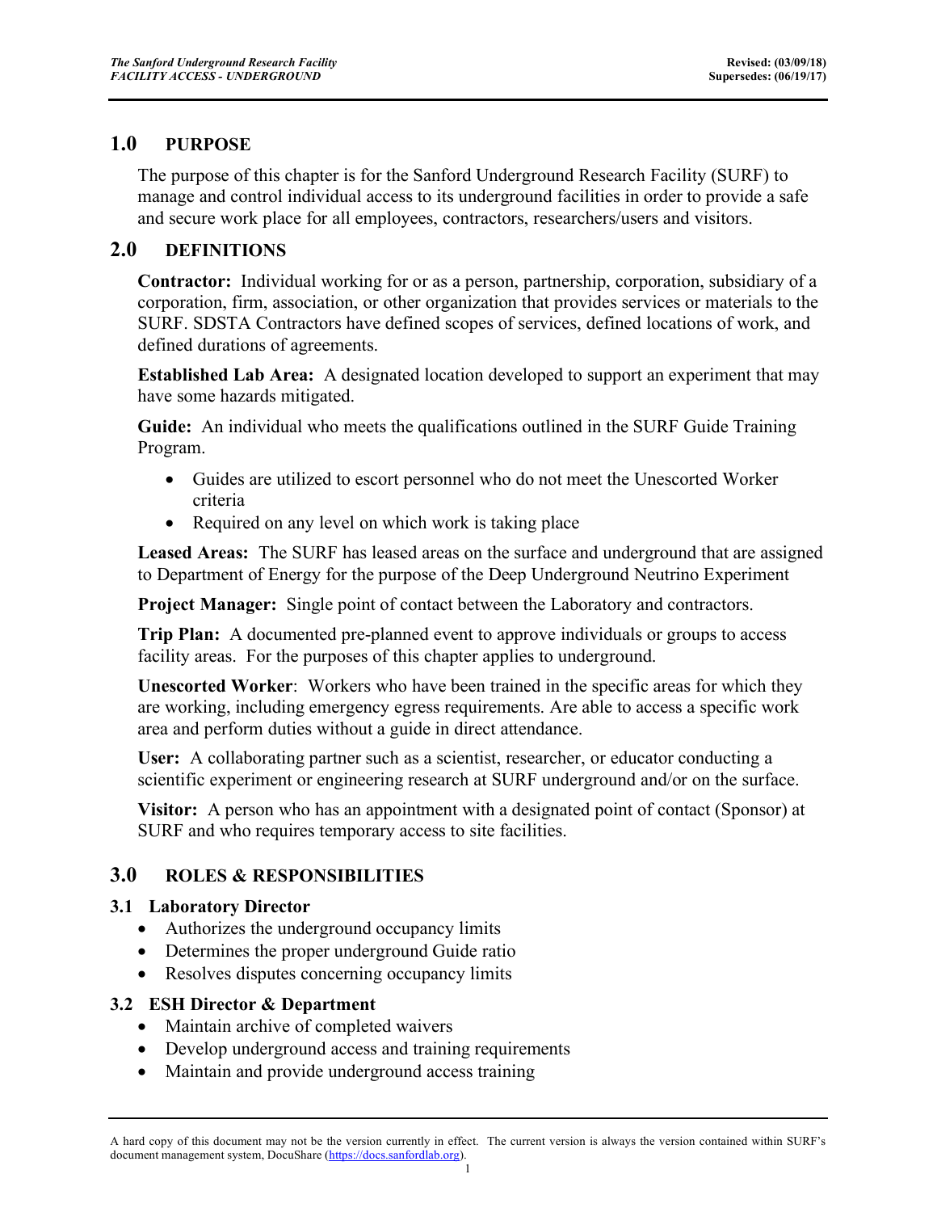## 1.0 PURPOSE

The purpose of this chapter is for the Sanford Underground Research Facility (SURF) to manage and control individual access to its underground facilities in order to provide a safe and secure work place for all employees, contractors, researchers/users and visitors.

## 2.0 DEFINITIONS

**Contractor:** Individual working for or as a person, partnership, corporation, subsidiary of a corporation, firm, association, or other organization that provides services or materials to the SURF. SDSTA Contractors have defined scopes of services, defined locations of work, and defined durations of agreements.

**Established Lab Area:** A designated location developed to support an experiment that may have some hazards mitigated.

**Guide:** An individual who meets the qualifications outlined in the SURF Guide Training Program.

- Guides are utilized to escort personnel who do not meet the Unescorted Worker criteria
- Required on any level on which work is taking place

**Leased Areas:** The SURF has leased areas on the surface and underground that are assigned to Department of Energy for the purpose of the Deep Underground Neutrino Experiment

**Project Manager:** Single point of contact between the Laboratory and contractors.

**Trip Plan:** A documented pre-planned event to approve individuals or groups to access facility areas. For the purposes of this chapter applies to underground.

**Unescorted Worker**: Workers who have been trained in the specific areas for which they are working, including emergency egress requirements. Are able to access a specific work area and perform duties without a guide in direct attendance.

**User:** A collaborating partner such as a scientist, researcher, or educator conducting a scientific experiment or engineering research at SURF underground and/or on the surface.

**Visitor:** A person who has an appointment with a designated point of contact (Sponsor) at SURF and who requires temporary access to site facilities.

## 3.0 ROLES & RESPONSIBILITIES

### 3.1 Laboratory Director

- Authorizes the underground occupancy limits
- Determines the proper underground Guide ratio
- Resolves disputes concerning occupancy limits

### 3.2 ESH Director & Department

- Maintain archive of completed waivers
- Develop underground access and training requirements
- Maintain and provide underground access training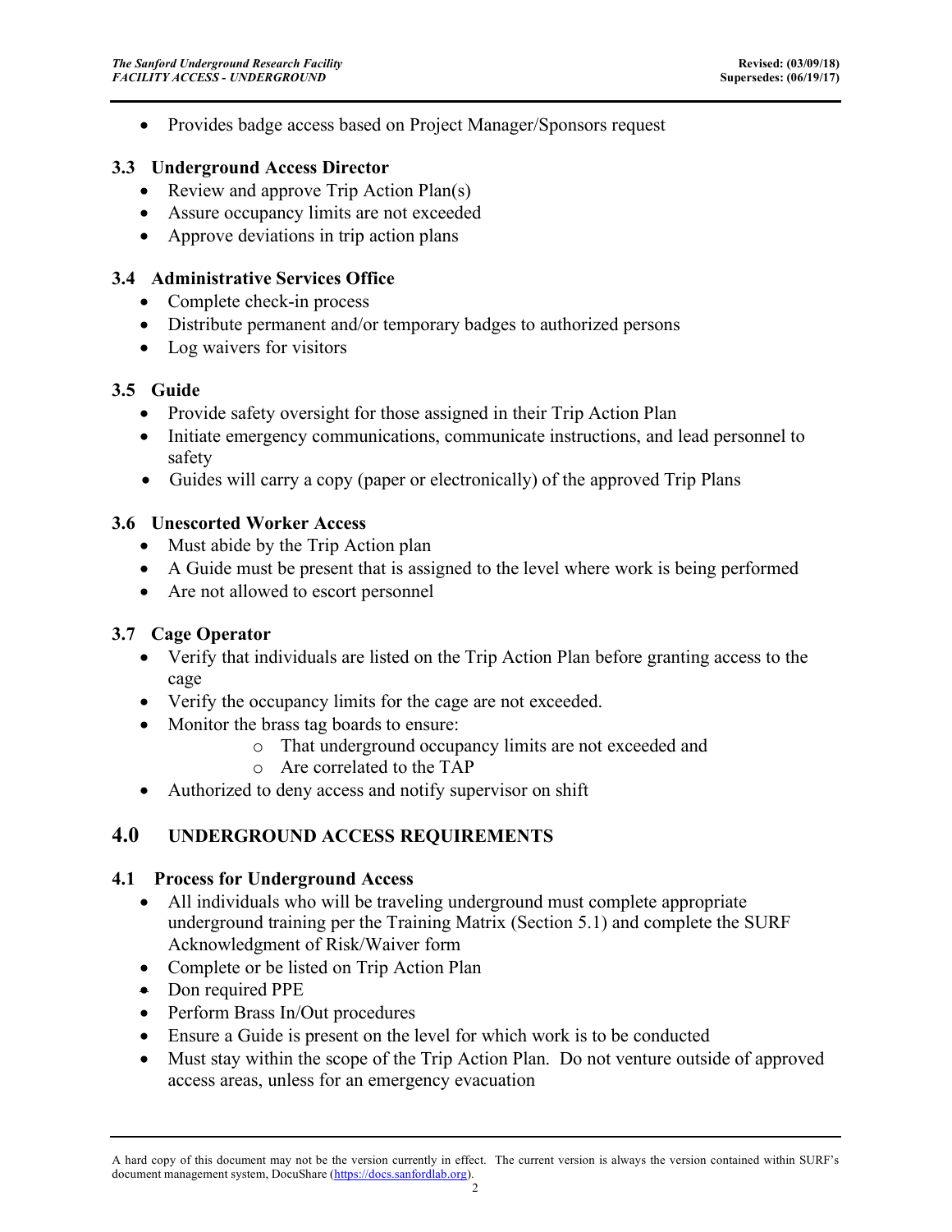- Provides badge access based on Project Manager/Sponsors request

### 3.3 Underground Access Director

- Review and approve Trip Action Plan(s)
- Assure occupancy limits are not exceeded
- Approve deviations in trip action plans

### 3.4 Administrative Services Office

- Complete check-in process
- Distribute permanent and/or temporary badges to authorized persons
- Log waivers for visitors

### 3.5 Guide

- Provide safety oversight for those assigned in their Trip Action Plan
- Initiate emergency communications, communicate instructions, and lead personnel to safety
- Guides will carry a copy (paper or electronically) of the approved Trip Plans

### 3.6 Unescorted Worker Access

- Must abide by the Trip Action plan
- A Guide must be present that is assigned to the level where work is being performed
- Are not allowed to escort personnel

### 3.7 Cage Operator

- Verify that individuals are listed on the Trip Action Plan before granting access to the cage
- Verify the occupancy limits for the cage are not exceeded.
- Monitor the brass tag boards to ensure:
  - That underground occupancy limits are not exceeded and
  - Are correlated to the TAP
- Authorized to deny access and notify supervisor on shift

## 4.0 UNDERGROUND ACCESS REQUIREMENTS

### 4.1 Process for Underground Access

- All individuals who will be traveling underground must complete appropriate underground training per the Training Matrix (Section 5.1) and complete the SURF Acknowledgment of Risk/Waiver form
- Complete or be listed on Trip Action Plan
- Don required PPE
- Perform Brass In/Out procedures
- Ensure a Guide is present on the level for which work is to be conducted
- Must stay within the scope of the Trip Action Plan. Do not venture outside of approved access areas, unless for an emergency evacuation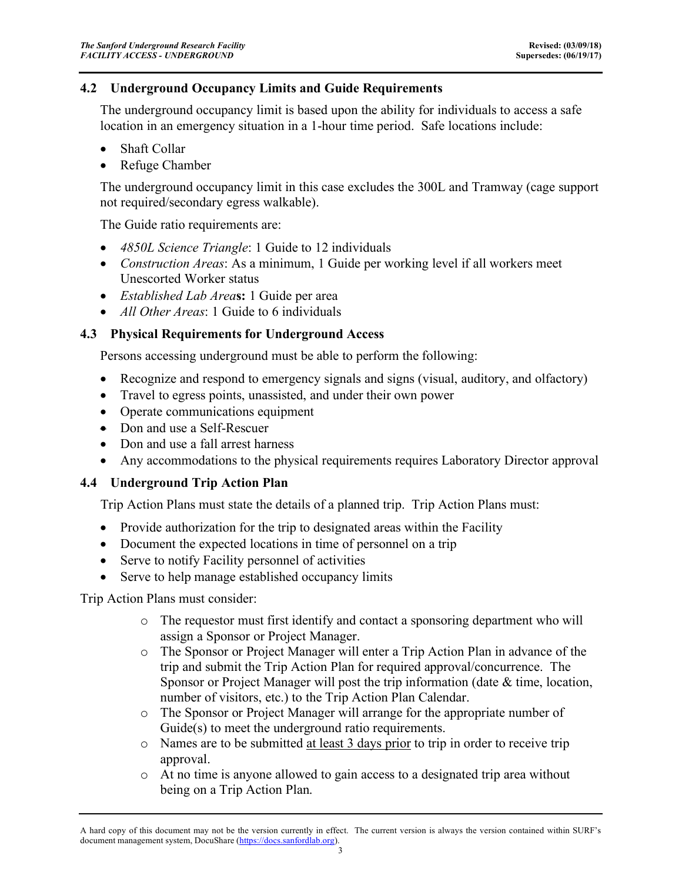## 4.2 Underground Occupancy Limits and Guide Requirements

The underground occupancy limit is based upon the ability for individuals to access a safe location in an emergency situation in a 1-hour time period. Safe locations include:

- Shaft Collar
- Refuge Chamber

The underground occupancy limit in this case excludes the 300L and Tramway (cage support not required/secondary egress walkable).

The Guide ratio requirements are:

- *4850L Science Triangle*: 1 Guide to 12 individuals
- *Construction Areas*: As a minimum, 1 Guide per working level if all workers meet Unescorted Worker status
- *Established Lab Area***s:** 1 Guide per area
- *All Other Areas*: 1 Guide to 6 individuals

## 4.3 Physical Requirements for Underground Access

Persons accessing underground must be able to perform the following:

- Recognize and respond to emergency signals and signs (visual, auditory, and olfactory)
- Travel to egress points, unassisted, and under their own power
- Operate communications equipment
- Don and use a Self-Rescuer
- Don and use a fall arrest harness
- Any accommodations to the physical requirements requires Laboratory Director approval

## 4.4 Underground Trip Action Plan

Trip Action Plans must state the details of a planned trip. Trip Action Plans must:

- Provide authorization for the trip to designated areas within the Facility
- Document the expected locations in time of personnel on a trip
- Serve to notify Facility personnel of activities
- Serve to help manage established occupancy limits

Trip Action Plans must consider:

- o The requestor must first identify and contact a sponsoring department who will assign a Sponsor or Project Manager.
- o The Sponsor or Project Manager will enter a Trip Action Plan in advance of the trip and submit the Trip Action Plan for required approval/concurrence. The Sponsor or Project Manager will post the trip information (date & time, location, number of visitors, etc.) to the Trip Action Plan Calendar.
- o The Sponsor or Project Manager will arrange for the appropriate number of Guide(s) to meet the underground ratio requirements.
- o Names are to be submitted <u>at least 3 days prior</u> to trip in order to receive trip approval.
- o At no time is anyone allowed to gain access to a designated trip area without being on a Trip Action Plan.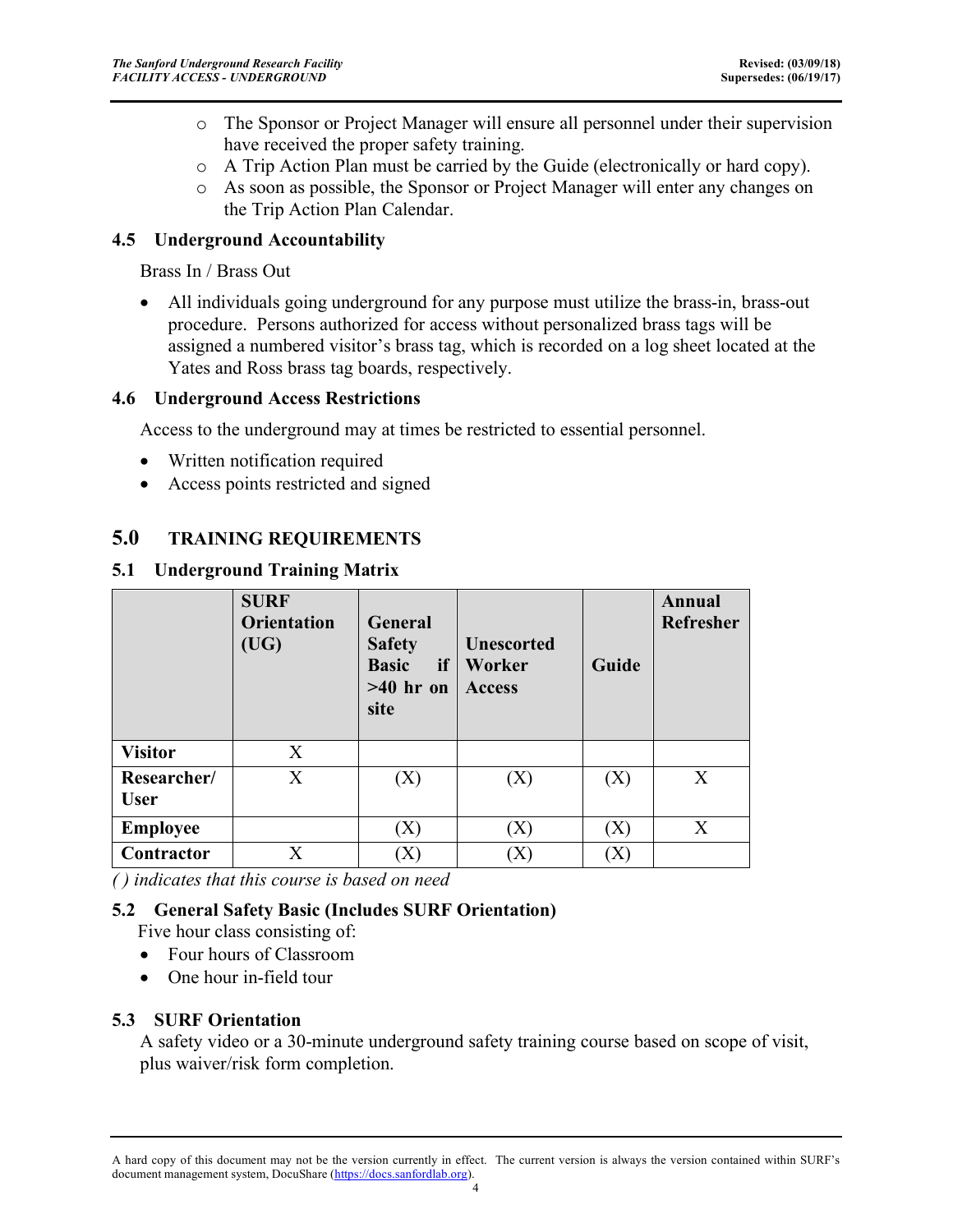- The Sponsor or Project Manager will ensure all personnel under their supervision have received the proper safety training.
- A Trip Action Plan must be carried by the Guide (electronically or hard copy).
- As soon as possible, the Sponsor or Project Manager will enter any changes on the Trip Action Plan Calendar.

### 4.5 Underground Accountability

Brass In / Brass Out

- All individuals going underground for any purpose must utilize the brass-in, brass-out procedure. Persons authorized for access without personalized brass tags will be assigned a numbered visitor's brass tag, which is recorded on a log sheet located at the Yates and Ross brass tag boards, respectively.

### 4.6 Underground Access Restrictions

Access to the underground may at times be restricted to essential personnel.

- Written notification required
- Access points restricted and signed

## 5.0 TRAINING REQUIREMENTS

### 5.1 Underground Training Matrix

| | SURF Orientation (UG) | General Safety Basic if >40 hr on site | Unescorted Worker Access | Guide | Annual Refresher |
|---|---|---|---|---|---|
| **Visitor** | X | | | | |
| **Researcher/ User** | X | (X) | (X) | (X) | X |
| **Employee** | | (X) | (X) | (X) | X |
| **Contractor** | X | (X) | (X) | (X) | |

*( ) indicates that this course is based on need*

### 5.2 General Safety Basic (Includes SURF Orientation)

Five hour class consisting of:

- Four hours of Classroom
- One hour in-field tour

### 5.3 SURF Orientation

A safety video or a 30-minute underground safety training course based on scope of visit, plus waiver/risk form completion.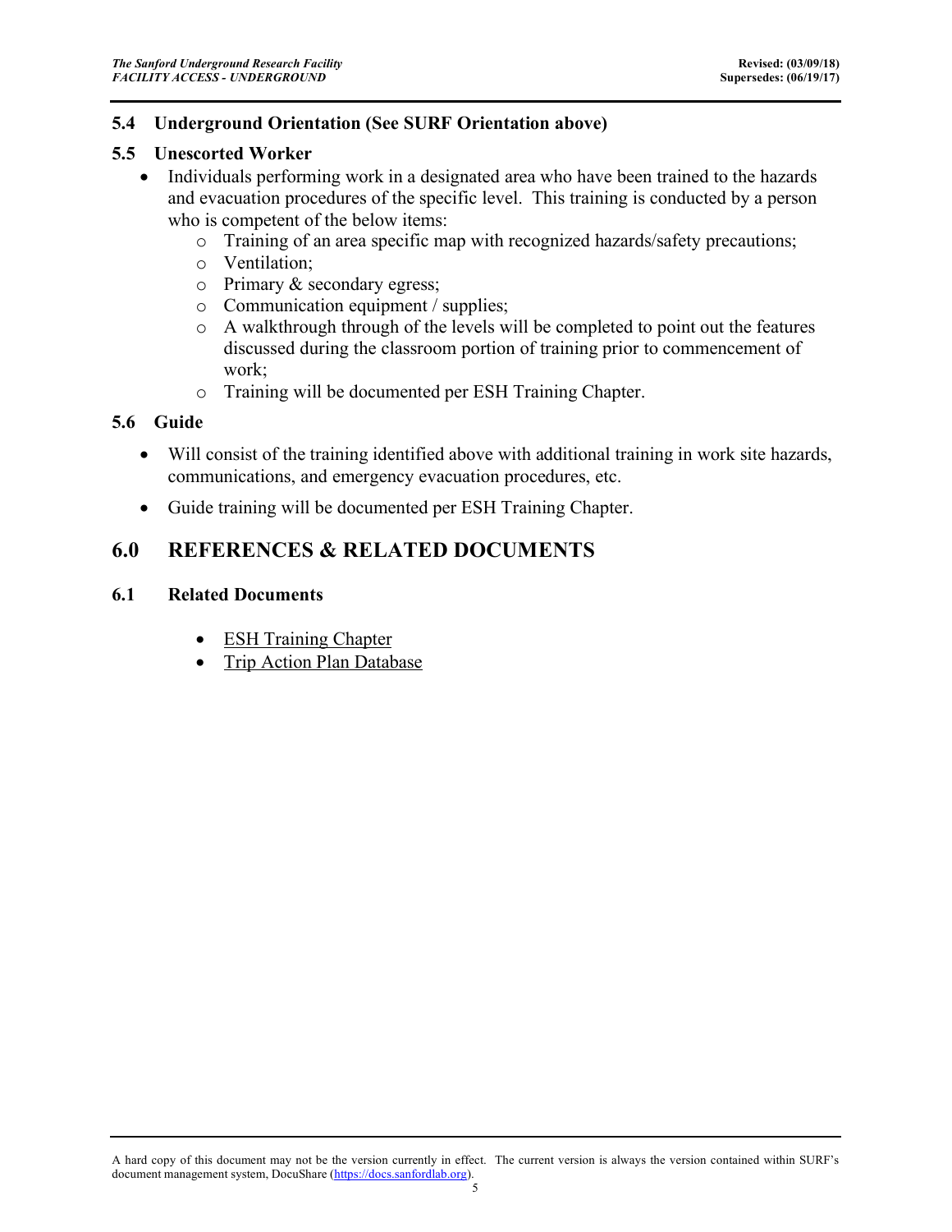### 5.4 Underground Orientation (See SURF Orientation above)

### 5.5 Unescorted Worker

- Individuals performing work in a designated area who have been trained to the hazards and evacuation procedures of the specific level. This training is conducted by a person who is competent of the below items:
  - Training of an area specific map with recognized hazards/safety precautions;
  - Ventilation;
  - Primary & secondary egress;
  - Communication equipment / supplies;
  - A walkthrough through of the levels will be completed to point out the features discussed during the classroom portion of training prior to commencement of work;
  - Training will be documented per ESH Training Chapter.

### 5.6 Guide

- Will consist of the training identified above with additional training in work site hazards, communications, and emergency evacuation procedures, etc.
- Guide training will be documented per ESH Training Chapter.

## 6.0 REFERENCES & RELATED DOCUMENTS

### 6.1 Related Documents

- ESH Training Chapter
- Trip Action Plan Database

A hard copy of this document may not be the version currently in effect. The current version is always the version contained within SURF's document management system, DocuShare (https://docs.sanfordlab.org).